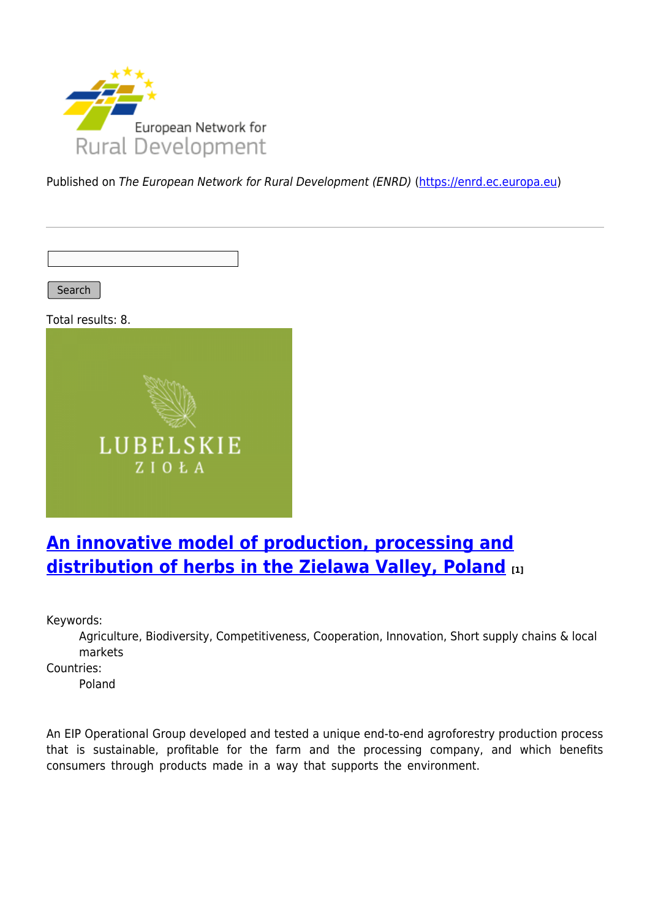Published on *The European Network for Rural Development (ENRD)* (https://enrd.ec.europa.eu)

Search

Total results: 8.

## [An innovative model of production, processing and distribution of herbs in the Zielawa Valley, Poland](#) [1]

Keywords:
: Agriculture, Biodiversity, Competitiveness, Cooperation, Innovation, Short supply chains & local markets

Countries:
: Poland

An EIP Operational Group developed and tested a unique end-to-end agroforestry production process that is sustainable, profitable for the farm and the processing company, and which benefits consumers through products made in a way that supports the environment.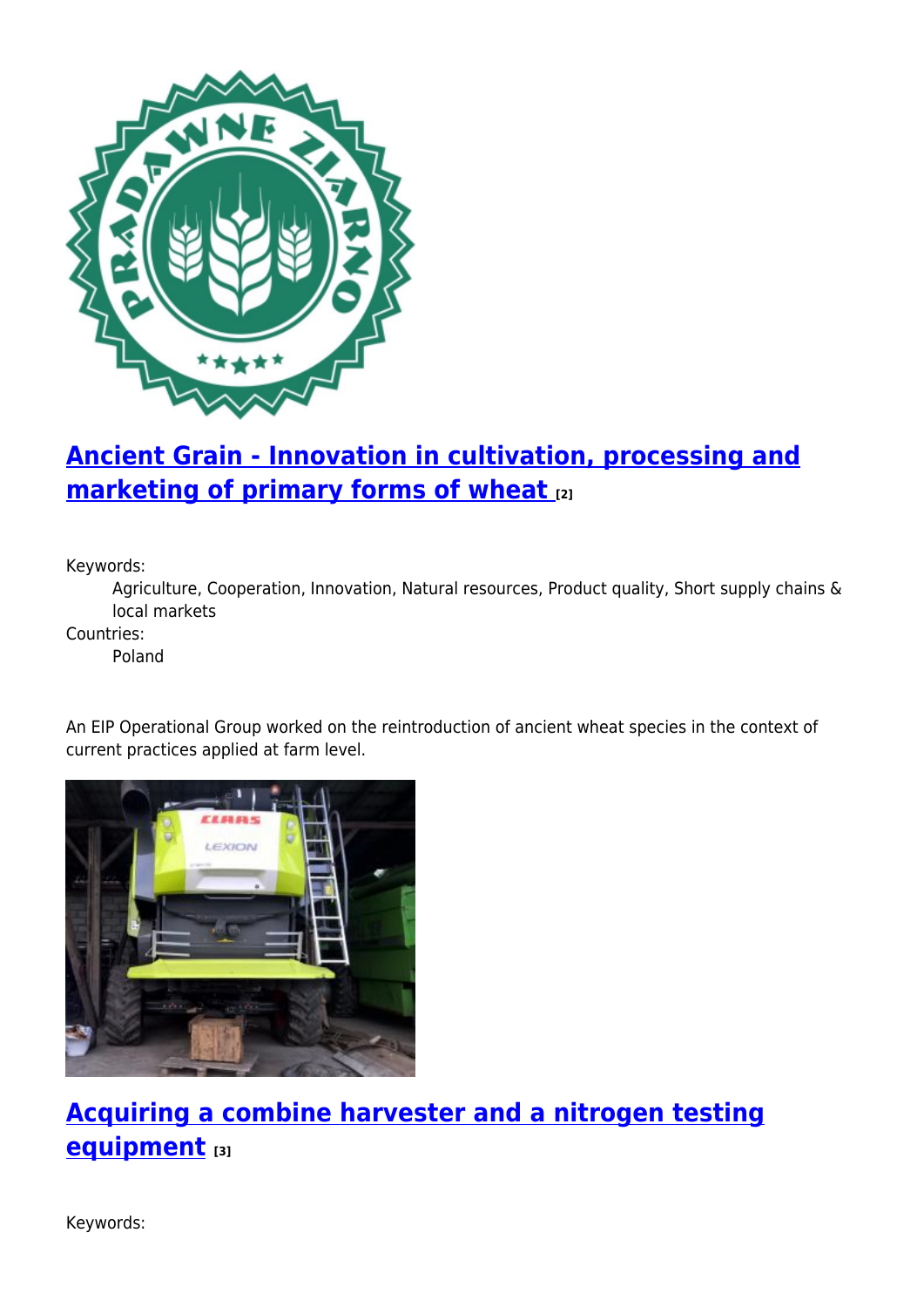## [Ancient Grain - Innovation in cultivation, processing and marketing of primary forms of wheat [2]]

Keywords:
: Agriculture, Cooperation, Innovation, Natural resources, Product quality, Short supply chains & local markets

Countries:
: Poland

An EIP Operational Group worked on the reintroduction of ancient wheat species in the context of current practices applied at farm level.

## [Acquiring a combine harvester and a nitrogen testing equipment [3]]

Keywords: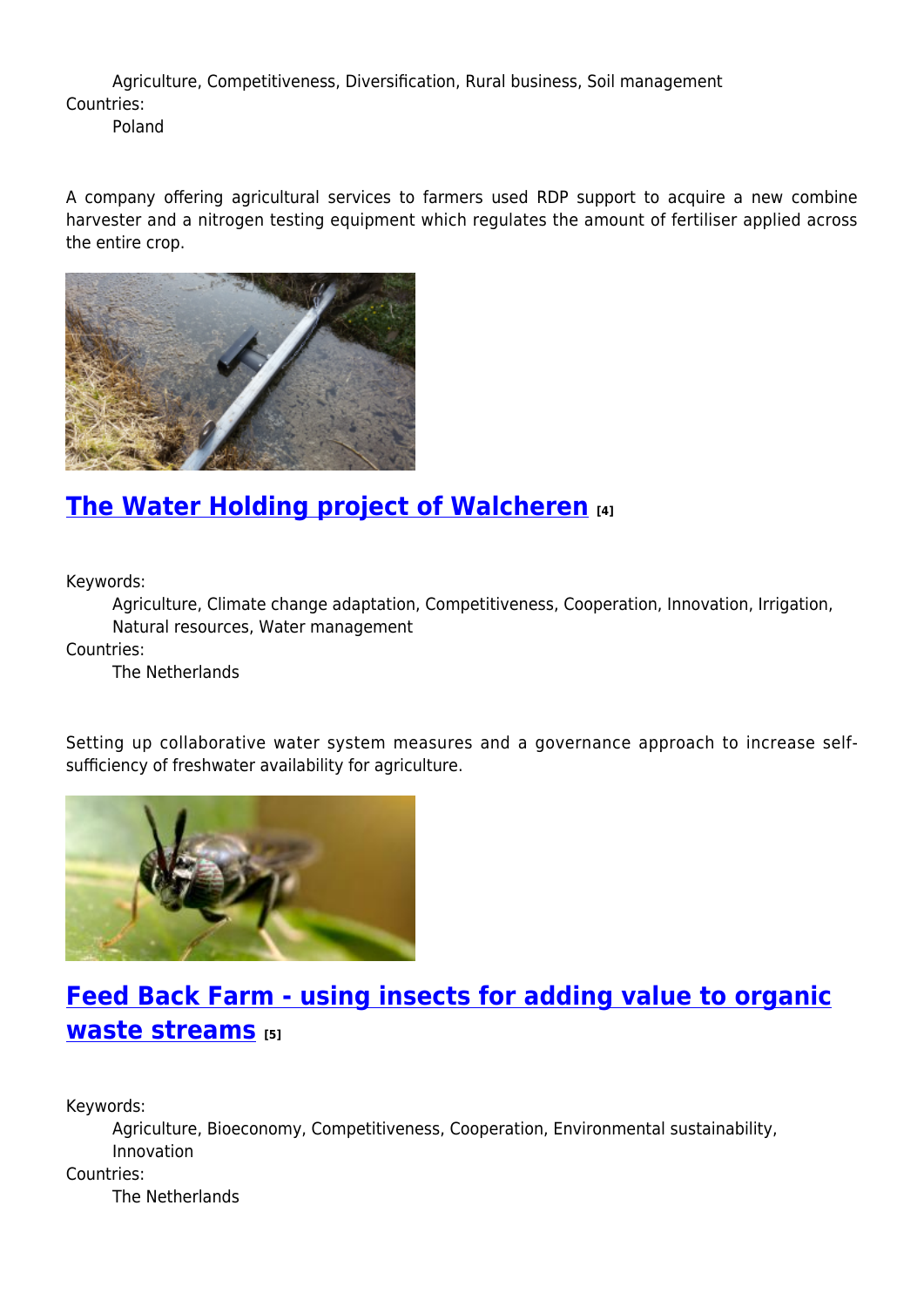Agriculture, Competitiveness, Diversification, Rural business, Soil management

Countries:

Poland

A company offering agricultural services to farmers used RDP support to acquire a new combine harvester and a nitrogen testing equipment which regulates the amount of fertiliser applied across the entire crop.

## The Water Holding project of Walcheren [4]

Keywords:

Agriculture, Climate change adaptation, Competitiveness, Cooperation, Innovation, Irrigation, Natural resources, Water management

Countries:

The Netherlands

Setting up collaborative water system measures and a governance approach to increase self-sufficiency of freshwater availability for agriculture.

## Feed Back Farm - using insects for adding value to organic waste streams [5]

Keywords:

Agriculture, Bioeconomy, Competitiveness, Cooperation, Environmental sustainability, Innovation

Countries:

The Netherlands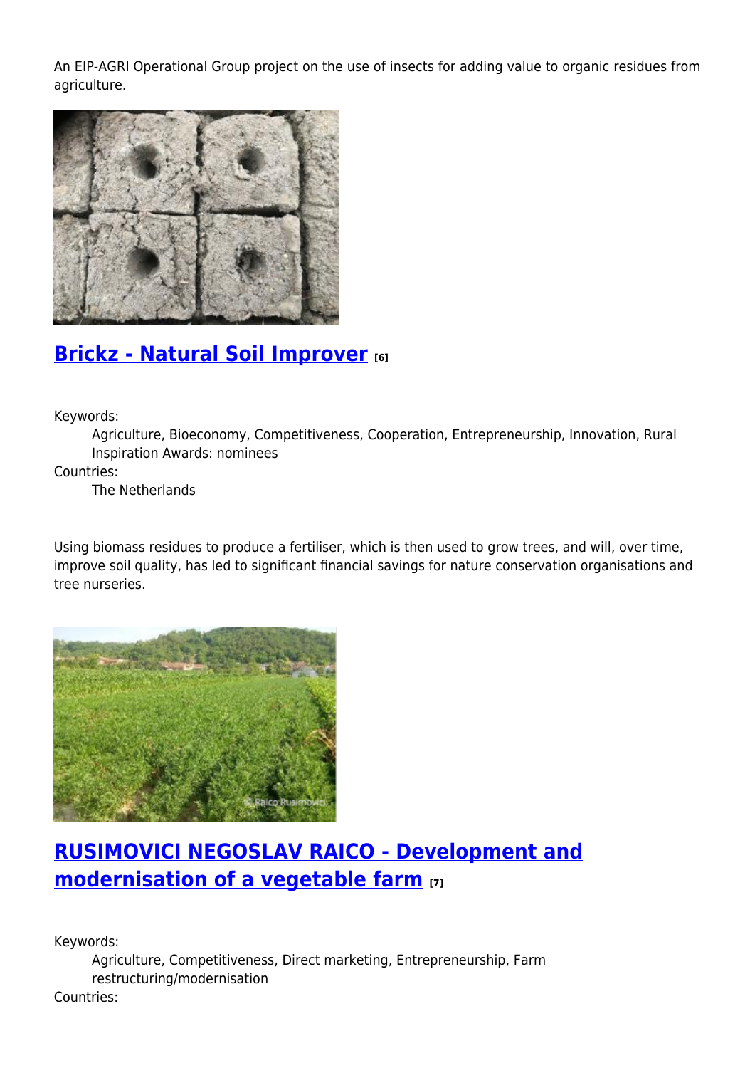An EIP-AGRI Operational Group project on the use of insects for adding value to organic residues from agriculture.

## [Brickz - Natural Soil Improver](#) [6]

Keywords:
: Agriculture, Bioeconomy, Competitiveness, Cooperation, Entrepreneurship, Innovation, Rural Inspiration Awards: nominees

Countries:
: The Netherlands

Using biomass residues to produce a fertiliser, which is then used to grow trees, and will, over time, improve soil quality, has led to significant financial savings for nature conservation organisations and tree nurseries.

## [RUSIMOVICI NEGOSLAV RAICO - Development and modernisation of a vegetable farm](#) [7]

Keywords:
: Agriculture, Competitiveness, Direct marketing, Entrepreneurship, Farm restructuring/modernisation

Countries: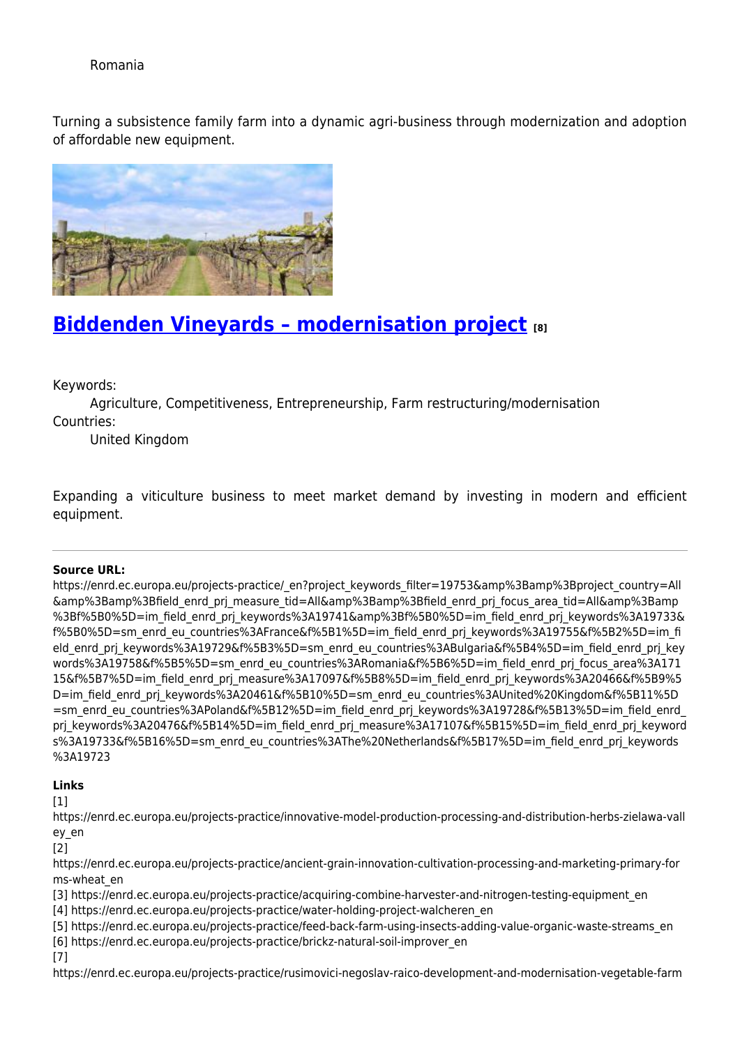Romania

Turning a subsistence family farm into a dynamic agri-business through modernization and adoption of affordable new equipment.

## [Biddenden Vineyards – modernisation project [8]](https://enrd.ec.europa.eu/projects-practice/)

Keywords:
: Agriculture, Competitiveness, Entrepreneurship, Farm restructuring/modernisation

Countries:
: United Kingdom

Expanding a viticulture business to meet market demand by investing in modern and efficient equipment.

---

**Source URL:** https://enrd.ec.europa.eu/projects-practice/_en?project_keywords_filter=19753&amp%3Bamp%3Bproject_country=All&amp%3Bamp%3Bfield_enrd_prj_measure_tid=All&amp%3Bamp%3Bfield_enrd_prj_focus_area_tid=All&amp%3Bamp%3Bf%5B0%5D=im_field_enrd_prj_keywords%3A19741&amp%3Bf%5B0%5D=im_field_enrd_prj_keywords%3A19733&f%5B0%5D=sm_enrd_eu_countries%3AFrance&f%5B1%5D=im_field_enrd_prj_keywords%3A19755&f%5B2%5D=im_field_enrd_prj_keywords%3A19729&f%5B3%5D=sm_enrd_eu_countries%3ABulgaria&f%5B4%5D=im_field_enrd_prj_keywords%3A19758&f%5B5%5D=sm_enrd_eu_countries%3ARomania&f%5B6%5D=im_field_enrd_prj_focus_area%3A17115&f%5B7%5D=im_field_enrd_prj_measure%3A17097&f%5B8%5D=im_field_enrd_prj_keywords%3A20466&f%5B9%5D=im_field_enrd_prj_keywords%3A20461&f%5B10%5D=sm_enrd_eu_countries%3AUnited%20Kingdom&f%5B11%5D=sm_enrd_eu_countries%3APoland&f%5B12%5D=im_field_enrd_prj_keywords%3A19728&f%5B13%5D=im_field_enrd_prj_keywords%3A20476&f%5B14%5D=im_field_enrd_prj_measure%3A17107&f%5B15%5D=im_field_enrd_prj_keywords%3A19733&f%5B16%5D=sm_enrd_eu_countries%3AThe%20Netherlands&f%5B17%5D=im_field_enrd_prj_keywords%3A19723

**Links**

[1] https://enrd.ec.europa.eu/projects-practice/innovative-model-production-processing-and-distribution-herbs-zielawa-valley_en

[2] https://enrd.ec.europa.eu/projects-practice/ancient-grain-innovation-cultivation-processing-and-marketing-primary-forms-wheat_en

[3] https://enrd.ec.europa.eu/projects-practice/acquiring-combine-harvester-and-nitrogen-testing-equipment_en

[4] https://enrd.ec.europa.eu/projects-practice/water-holding-project-walcheren_en

[5] https://enrd.ec.europa.eu/projects-practice/feed-back-farm-using-insects-adding-value-organic-waste-streams_en

[6] https://enrd.ec.europa.eu/projects-practice/brickz-natural-soil-improver_en

[7] https://enrd.ec.europa.eu/projects-practice/rusimovici-negoslav-raico-development-and-modernisation-vegetable-farm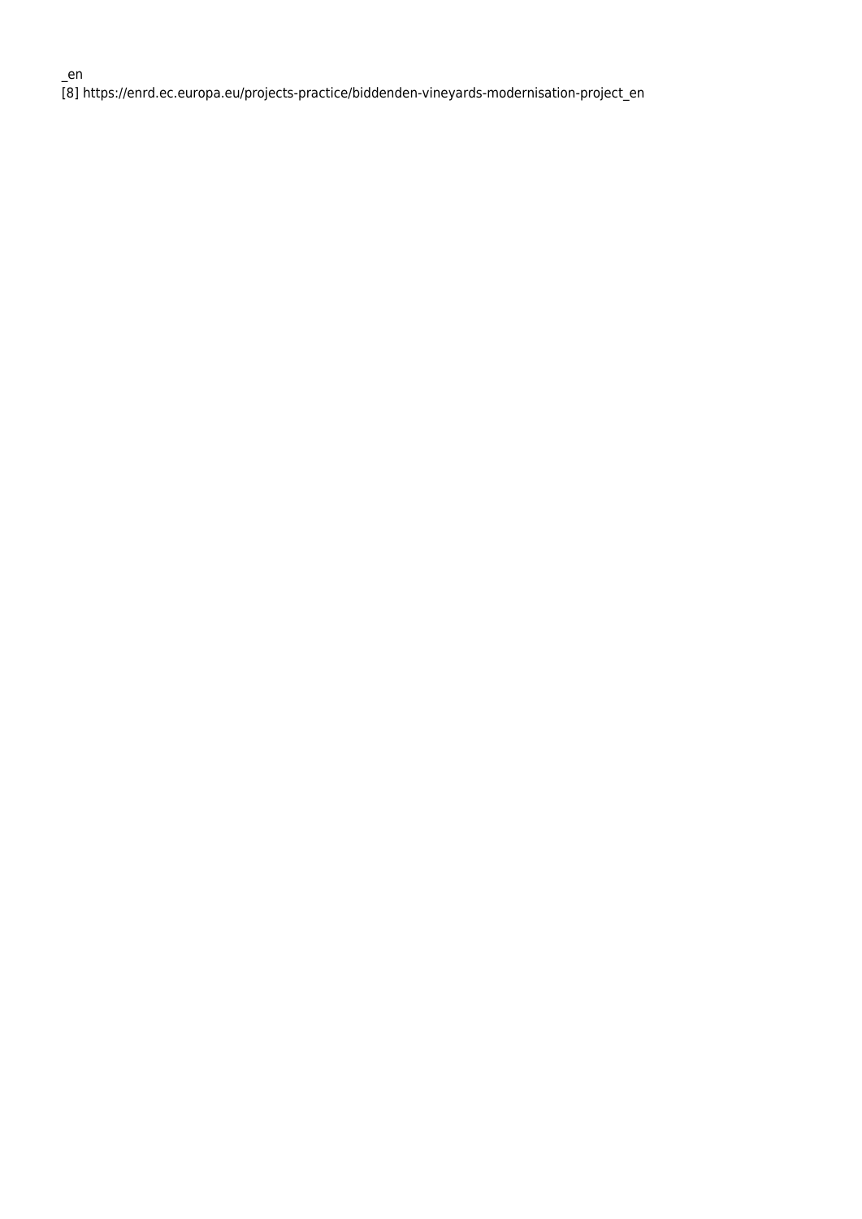_en
[8] https://enrd.ec.europa.eu/projects-practice/biddenden-vineyards-modernisation-project_en